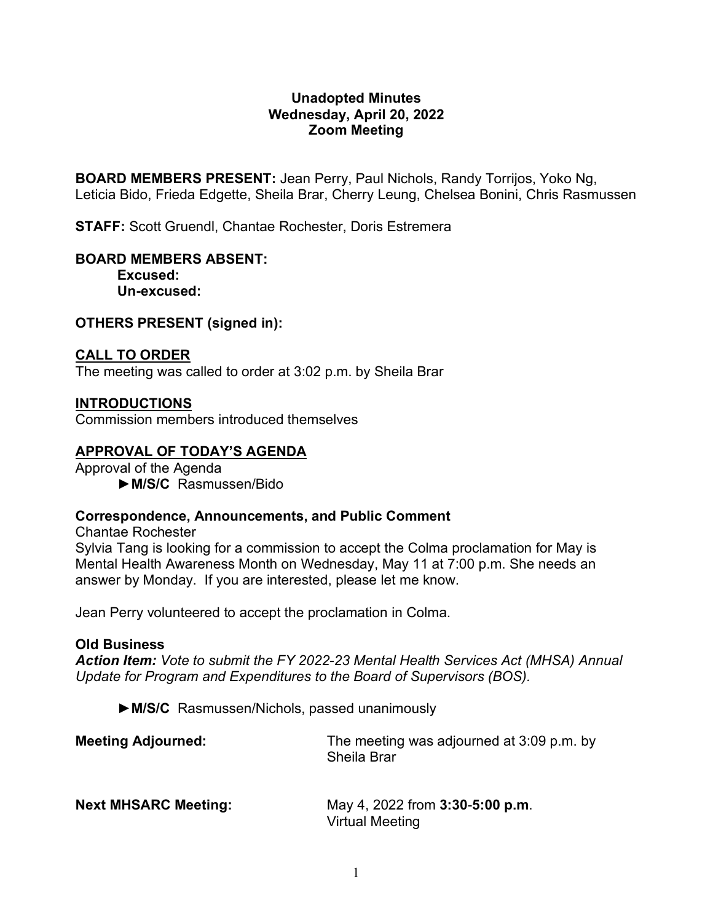**Unadopted Minutes**
**Wednesday, April 20, 2022**
**Zoom Meeting**

**BOARD MEMBERS PRESENT:** Jean Perry, Paul Nichols, Randy Torrijos, Yoko Ng, Leticia Bido, Frieda Edgette, Sheila Brar, Cherry Leung, Chelsea Bonini, Chris Rasmussen

**STAFF:** Scott Gruendl, Chantae Rochester, Doris Estremera

**BOARD MEMBERS ABSENT:**
**Excused:**
**Un-excused:**

**OTHERS PRESENT (signed in):**

## CALL TO ORDER

The meeting was called to order at 3:02 p.m. by Sheila Brar

## INTRODUCTIONS

Commission members introduced themselves

## APPROVAL OF TODAY'S AGENDA

Approval of the Agenda

►**M/S/C** Rasmussen/Bido

**Correspondence, Announcements, and Public Comment**

Chantae Rochester

Sylvia Tang is looking for a commission to accept the Colma proclamation for May is Mental Health Awareness Month on Wednesday, May 11 at 7:00 p.m. She needs an answer by Monday. If you are interested, please let me know.

Jean Perry volunteered to accept the proclamation in Colma.

**Old Business**

***Action Item:*** *Vote to submit the FY 2022-23 Mental Health Services Act (MHSA) Annual Update for Program and Expenditures to the Board of Supervisors (BOS).*

►**M/S/C** Rasmussen/Nichols, passed unanimously

**Meeting Adjourned:** The meeting was adjourned at 3:09 p.m. by Sheila Brar

**Next MHSARC Meeting:** May 4, 2022 from **3:30-5:00 p.m**.
Virtual Meeting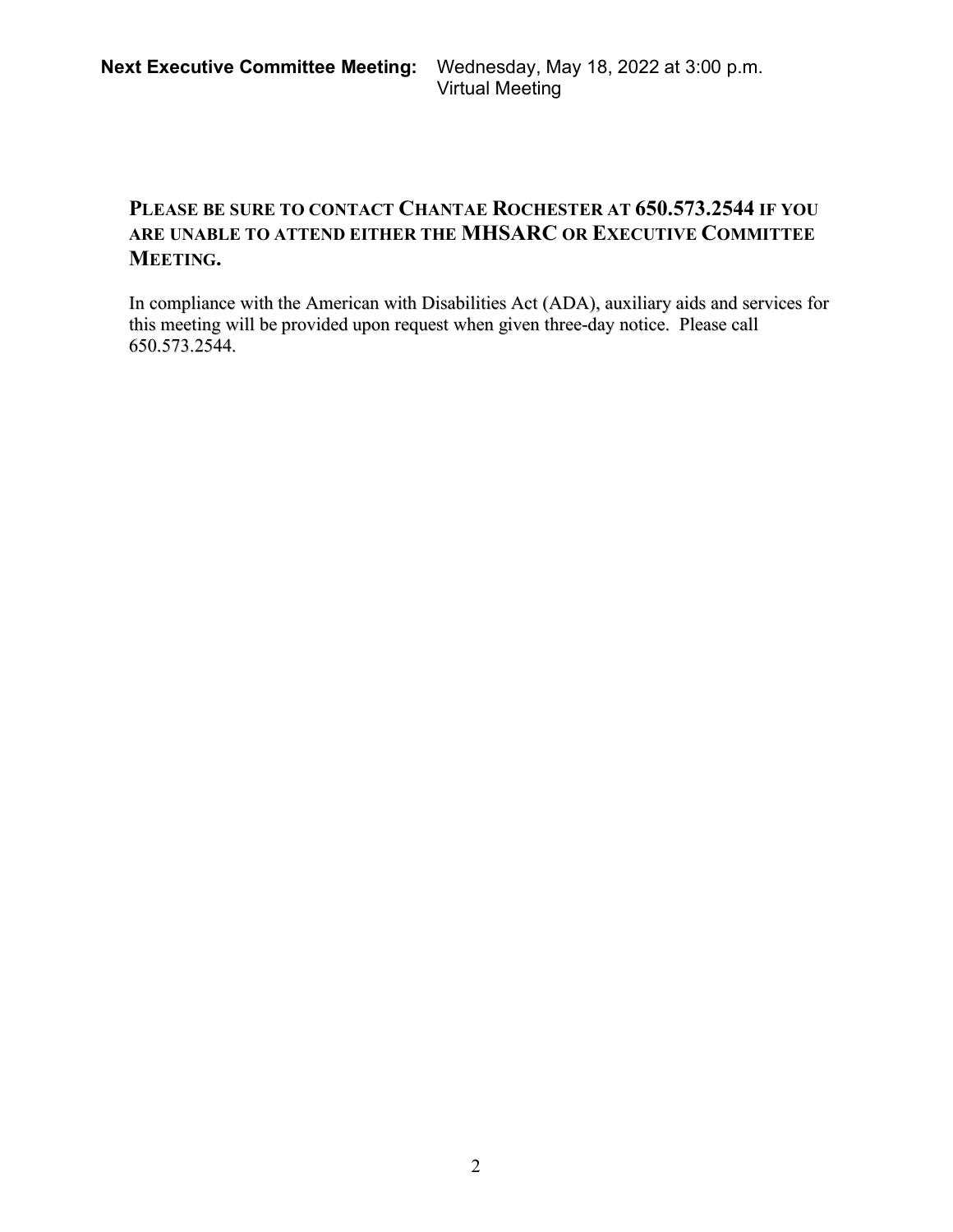**Next Executive Committee Meeting:** Wednesday, May 18, 2022 at 3:00 p.m.
Virtual Meeting

**PLEASE BE SURE TO CONTACT CHANTAE ROCHESTER AT 650.573.2544 IF YOU ARE UNABLE TO ATTEND EITHER THE MHSARC OR EXECUTIVE COMMITTEE MEETING.**

In compliance with the American with Disabilities Act (ADA), auxiliary aids and services for this meeting will be provided upon request when given three-day notice. Please call 650.573.2544.